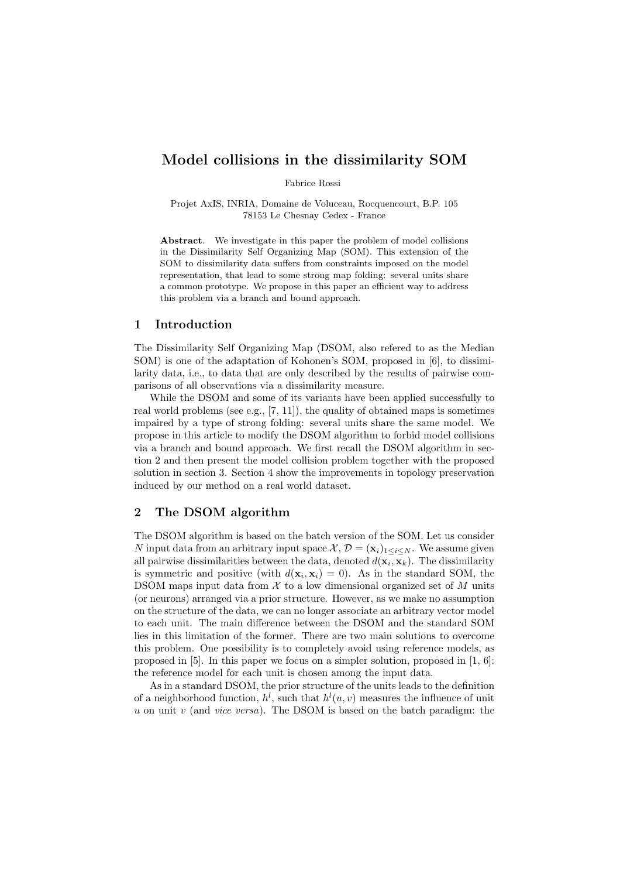# Model collisions in the dissimilarity SOM

Fabrice Rossi

Projet AxIS, INRIA, Domaine de Voluceau, Rocquencourt, B.P. 105
78153 Le Chesnay Cedex - France

**Abstract**. We investigate in this paper the problem of model collisions in the Dissimilarity Self Organizing Map (SOM). This extension of the SOM to dissimilarity data suffers from constraints imposed on the model representation, that lead to some strong map folding: several units share a common prototype. We propose in this paper an efficient way to address this problem via a branch and bound approach.

## 1 Introduction

The Dissimilarity Self Organizing Map (DSOM, also refered to as the Median SOM) is one of the adaptation of Kohonen's SOM, proposed in [6], to dissimilarity data, i.e., to data that are only described by the results of pairwise comparisons of all observations via a dissimilarity measure.

While the DSOM and some of its variants have been applied successfully to real world problems (see e.g., [7, 11]), the quality of obtained maps is sometimes impaired by a type of strong folding: several units share the same model. We propose in this article to modify the DSOM algorithm to forbid model collisions via a branch and bound approach. We first recall the DSOM algorithm in section 2 and then present the model collision problem together with the proposed solution in section 3. Section 4 show the improvements in topology preservation induced by our method on a real world dataset.

## 2 The DSOM algorithm

The DSOM algorithm is based on the batch version of the SOM. Let us consider $N$ input data from an arbitrary input space $\mathcal{X}$, $\mathcal{D} = (\mathbf{x}_i)_{1 \leq i \leq N}$. We assume given all pairwise dissimilarities between the data, denoted $d(\mathbf{x}_i, \mathbf{x}_k)$. The dissimilarity is symmetric and positive (with $d(\mathbf{x}_i, \mathbf{x}_i) = 0$). As in the standard SOM, the DSOM maps input data from $\mathcal{X}$ to a low dimensional organized set of $M$ units (or neurons) arranged via a prior structure. However, as we make no assumption on the structure of the data, we can no longer associate an arbitrary vector model to each unit. The main difference between the DSOM and the standard SOM lies in this limitation of the former. There are two main solutions to overcome this problem. One possibility is to completely avoid using reference models, as proposed in [5]. In this paper we focus on a simpler solution, proposed in [1, 6]: the reference model for each unit is chosen among the input data.

As in a standard DSOM, the prior structure of the units leads to the definition of a neighborhood function, $h^l$, such that $h^l(u, v)$ measures the influence of unit $u$ on unit $v$ (and *vice versa*). The DSOM is based on the batch paradigm: the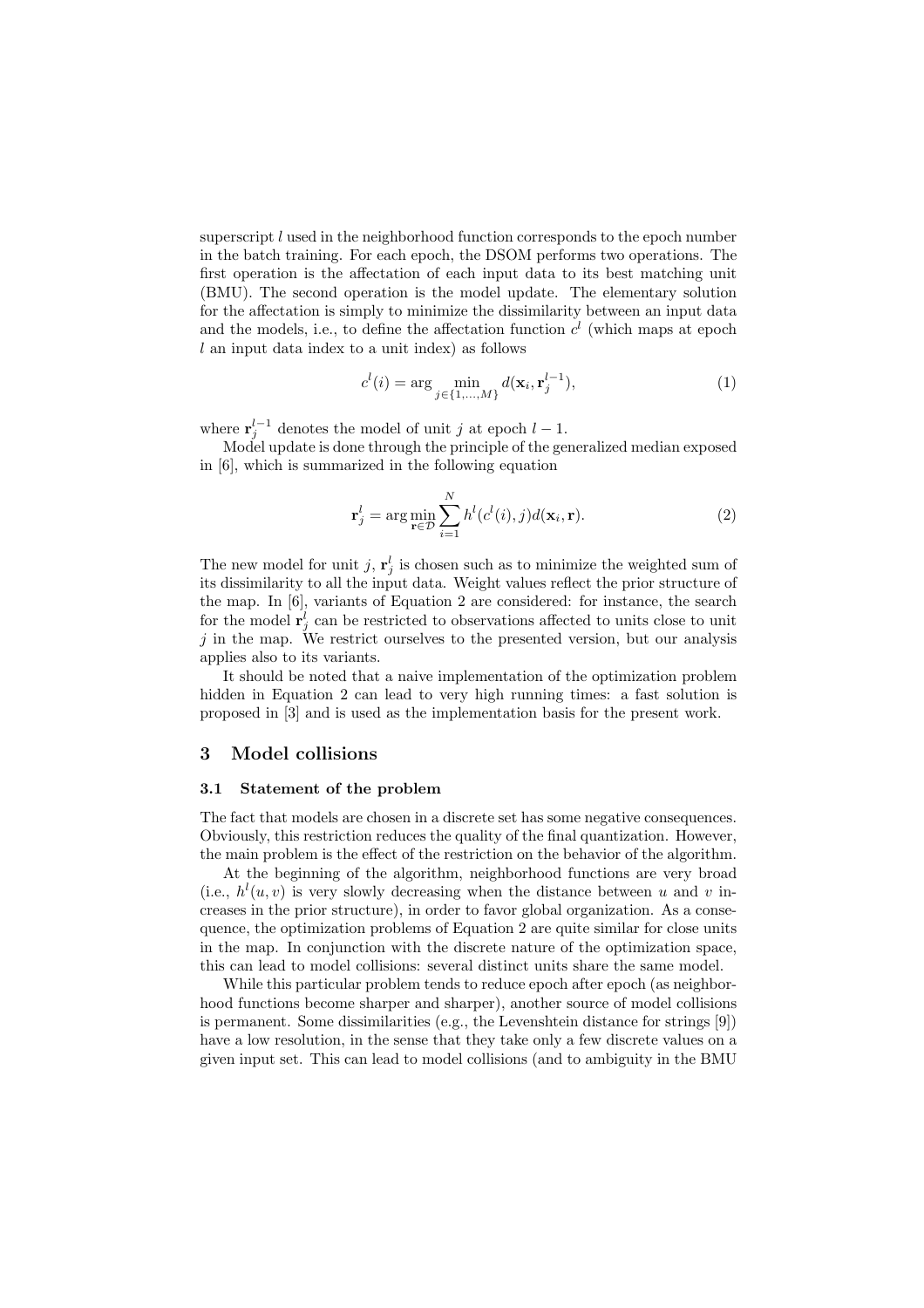superscript $l$ used in the neighborhood function corresponds to the epoch number in the batch training. For each epoch, the DSOM performs two operations. The first operation is the affectation of each input data to its best matching unit (BMU). The second operation is the model update. The elementary solution for the affectation is simply to minimize the dissimilarity between an input data and the models, i.e., to define the affectation function $c^l$ (which maps at epoch $l$ an input data index to a unit index) as follows

$$c^l(i) = \arg \min_{j \in \{1,\ldots,M\}} d(\mathbf{x}_i, \mathbf{r}_j^{l-1}), \tag{1}$$

where $\mathbf{r}_j^{l-1}$ denotes the model of unit $j$ at epoch $l-1$.

Model update is done through the principle of the generalized median exposed in [6], which is summarized in the following equation

$$\mathbf{r}_j^l = \arg \min_{\mathbf{r} \in \mathcal{D}} \sum_{i=1}^{N} h^l(c^l(i), j) d(\mathbf{x}_i, \mathbf{r}). \tag{2}$$

The new model for unit $j$, $\mathbf{r}_j^l$ is chosen such as to minimize the weighted sum of its dissimilarity to all the input data. Weight values reflect the prior structure of the map. In [6], variants of Equation 2 are considered: for instance, the search for the model $\mathbf{r}_j^l$ can be restricted to observations affected to units close to unit $j$ in the map. We restrict ourselves to the presented version, but our analysis applies also to its variants.

It should be noted that a naive implementation of the optimization problem hidden in Equation 2 can lead to very high running times: a fast solution is proposed in [3] and is used as the implementation basis for the present work.

## 3 Model collisions

### 3.1 Statement of the problem

The fact that models are chosen in a discrete set has some negative consequences. Obviously, this restriction reduces the quality of the final quantization. However, the main problem is the effect of the restriction on the behavior of the algorithm.

At the beginning of the algorithm, neighborhood functions are very broad (i.e., $h^l(u, v)$ is very slowly decreasing when the distance between $u$ and $v$ increases in the prior structure), in order to favor global organization. As a consequence, the optimization problems of Equation 2 are quite similar for close units in the map. In conjunction with the discrete nature of the optimization space, this can lead to model collisions: several distinct units share the same model.

While this particular problem tends to reduce epoch after epoch (as neighborhood functions become sharper and sharper), another source of model collisions is permanent. Some dissimilarities (e.g., the Levenshtein distance for strings [9]) have a low resolution, in the sense that they take only a few discrete values on a given input set. This can lead to model collisions (and to ambiguity in the BMU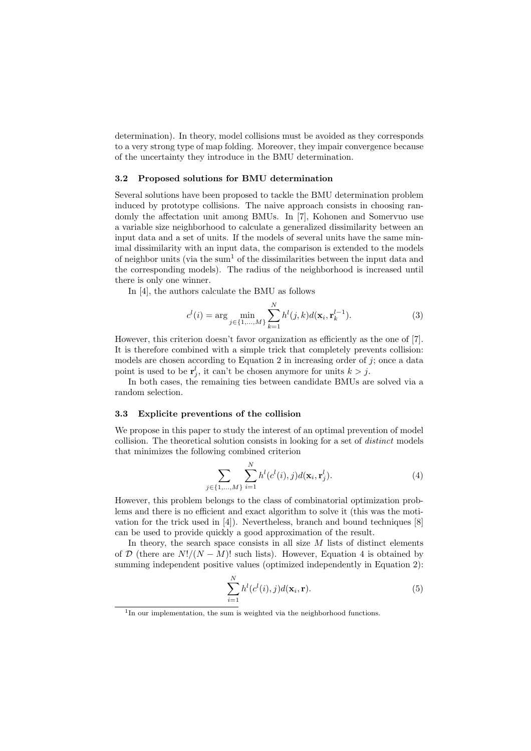determination). In theory, model collisions must be avoided as they corresponds to a very strong type of map folding. Moreover, they impair convergence because of the uncertainty they introduce in the BMU determination.

### 3.2 Proposed solutions for BMU determination

Several solutions have been proposed to tackle the BMU determination problem induced by prototype collisions. The naive approach consists in choosing randomly the affectation unit among BMUs. In [7], Kohonen and Somervuo use a variable size neighborhood to calculate a generalized dissimilarity between an input data and a set of units. If the models of several units have the same minimal dissimilarity with an input data, the comparison is extended to the models of neighbor units (via the sum[1] of the dissimilarities between the input data and the corresponding models). The radius of the neighborhood is increased until there is only one winner.

In [4], the authors calculate the BMU as follows

$$c^l(i) = \arg \min_{j \in \{1,\ldots,M\}} \sum_{k=1}^{N} h^l(j,k) d(\mathbf{x}_i, \mathbf{r}_k^{l-1}). \tag{3}$$

However, this criterion doesn't favor organization as efficiently as the one of [7]. It is therefore combined with a simple trick that completely prevents collision: models are chosen according to Equation 2 in increasing order of $j$; once a data point is used to be $\mathbf{r}_j^l$, it can't be chosen anymore for units $k > j$.

In both cases, the remaining ties between candidate BMUs are solved via a random selection.

### 3.3 Explicite preventions of the collision

We propose in this paper to study the interest of an optimal prevention of model collision. The theoretical solution consists in looking for a set of *distinct* models that minimizes the following combined criterion

$$\sum_{j \in \{1,\ldots,M\}} \sum_{i=1}^{N} h^l(c^l(i), j) d(\mathbf{x}_i, \mathbf{r}_j^l). \tag{4}$$

However, this problem belongs to the class of combinatorial optimization problems and there is no efficient and exact algorithm to solve it (this was the motivation for the trick used in [4]). Nevertheless, branch and bound techniques [8] can be used to provide quickly a good approximation of the result.

In theory, the search space consists in all size $M$ lists of distinct elements of $\mathcal{D}$ (there are $N!/(N-M)!$ such lists). However, Equation 4 is obtained by summing independent positive values (optimized independently in Equation 2):

$$\sum_{i=1}^{N} h^l(c^l(i), j) d(\mathbf{x}_i, \mathbf{r}). \tag{5}$$

[1] In our implementation, the sum is weighted via the neighborhood functions.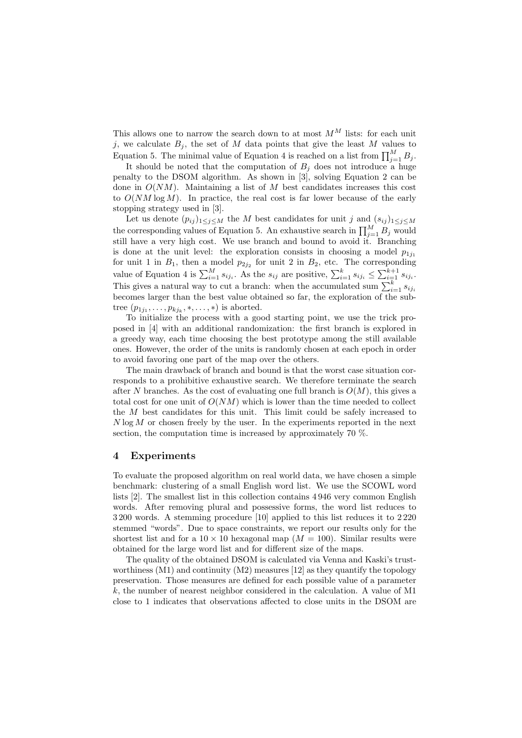This allows one to narrow the search down to at most $M^M$ lists: for each unit $j$, we calculate $B_j$, the set of $M$ data points that give the least $M$ values to Equation 5. The minimal value of Equation 4 is reached on a list from $\prod_{j=1}^{M} B_j$.

It should be noted that the computation of $B_j$ does not introduce a huge penalty to the DSOM algorithm. As shown in [3], solving Equation 2 can be done in $O(NM)$. Maintaining a list of $M$ best candidates increases this cost to $O(NM \log M)$. In practice, the real cost is far lower because of the early stopping strategy used in [3].

Let us denote $(p_{ij})_{1 \leq j \leq M}$ the $M$ best candidates for unit $j$ and $(s_{ij})_{1 \leq j \leq M}$ the corresponding values of Equation 5. An exhaustive search in $\prod_{j=1}^{M} B_j$ would still have a very high cost. We use branch and bound to avoid it. Branching is done at the unit level: the exploration consists in choosing a model $p_{1j_1}$ for unit 1 in $B_1$, then a model $p_{2j_2}$ for unit 2 in $B_2$, etc. The corresponding value of Equation 4 is $\sum_{i=1}^{M} s_{ij_i}$. As the $s_{ij}$ are positive, $\sum_{i=1}^{k} s_{ij_i} \leq \sum_{i=1}^{k+1} s_{ij_i}$. This gives a natural way to cut a branch: when the accumulated sum $\sum_{i=1}^{k} s_{ij_i}$ becomes larger than the best value obtained so far, the exploration of the subtree $(p_{1j_1}, \ldots, p_{kj_k}, *, \ldots, *)$ is aborted.

To initialize the process with a good starting point, we use the trick proposed in [4] with an additional randomization: the first branch is explored in a greedy way, each time choosing the best prototype among the still available ones. However, the order of the units is randomly chosen at each epoch in order to avoid favoring one part of the map over the others.

The main drawback of branch and bound is that the worst case situation corresponds to a prohibitive exhaustive search. We therefore terminate the search after $N$ branches. As the cost of evaluating one full branch is $O(M)$, this gives a total cost for one unit of $O(NM)$ which is lower than the time needed to collect the $M$ best candidates for this unit. This limit could be safely increased to $N \log M$ or chosen freely by the user. In the experiments reported in the next section, the computation time is increased by approximately 70 %.

## 4 Experiments

To evaluate the proposed algorithm on real world data, we have chosen a simple benchmark: clustering of a small English word list. We use the SCOWL word lists [2]. The smallest list in this collection contains 4 946 very common English words. After removing plural and possessive forms, the word list reduces to 3 200 words. A stemming procedure [10] applied to this list reduces it to 2 220 stemmed "words". Due to space constraints, we report our results only for the shortest list and for a $10 \times 10$ hexagonal map ($M = 100$). Similar results were obtained for the large word list and for different size of the maps.

The quality of the obtained DSOM is calculated via Venna and Kaski's trustworthiness (M1) and continuity (M2) measures [12] as they quantify the topology preservation. Those measures are defined for each possible value of a parameter $k$, the number of nearest neighbor considered in the calculation. A value of M1 close to 1 indicates that observations affected to close units in the DSOM are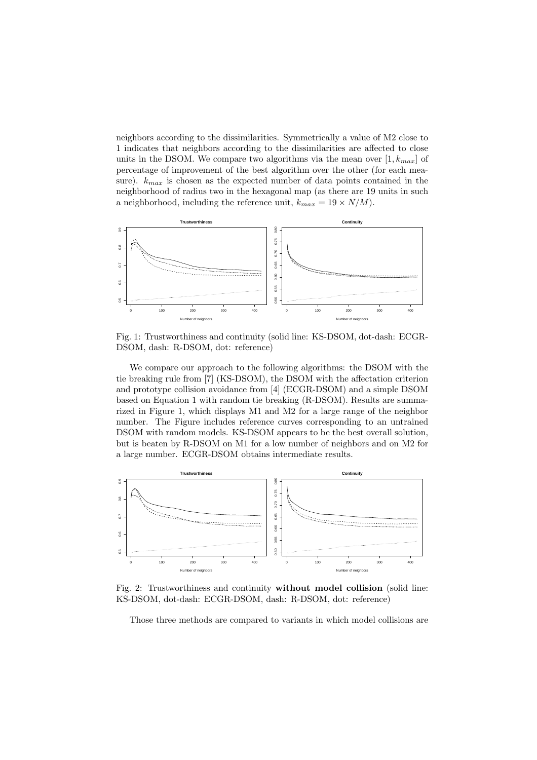neighbors according to the dissimilarities. Symmetrically a value of M2 close to 1 indicates that neighbors according to the dissimilarities are affected to close units in the DSOM. We compare two algorithms via the mean over $[1, k_{max}]$ of percentage of improvement of the best algorithm over the other (for each measure). $k_{max}$ is chosen as the expected number of data points contained in the neighborhood of radius two in the hexagonal map (as there are 19 units in such a neighborhood, including the reference unit, $k_{max} = 19 \times N/M$).

Fig. 1: Trustworthiness and continuity (solid line: KS-DSOM, dot-dash: ECGR-DSOM, dash: R-DSOM, dot: reference)

We compare our approach to the following algorithms: the DSOM with the tie breaking rule from [7] (KS-DSOM), the DSOM with the affectation criterion and prototype collision avoidance from [4] (ECGR-DSOM) and a simple DSOM based on Equation 1 with random tie breaking (R-DSOM). Results are summarized in Figure 1, which displays M1 and M2 for a large range of the neighbor number. The Figure includes reference curves corresponding to an untrained DSOM with random models. KS-DSOM appears to be the best overall solution, but is beaten by R-DSOM on M1 for a low number of neighbors and on M2 for a large number. ECGR-DSOM obtains intermediate results.

Fig. 2: Trustworthiness and continuity **without model collision** (solid line: KS-DSOM, dot-dash: ECGR-DSOM, dash: R-DSOM, dot: reference)

Those three methods are compared to variants in which model collisions are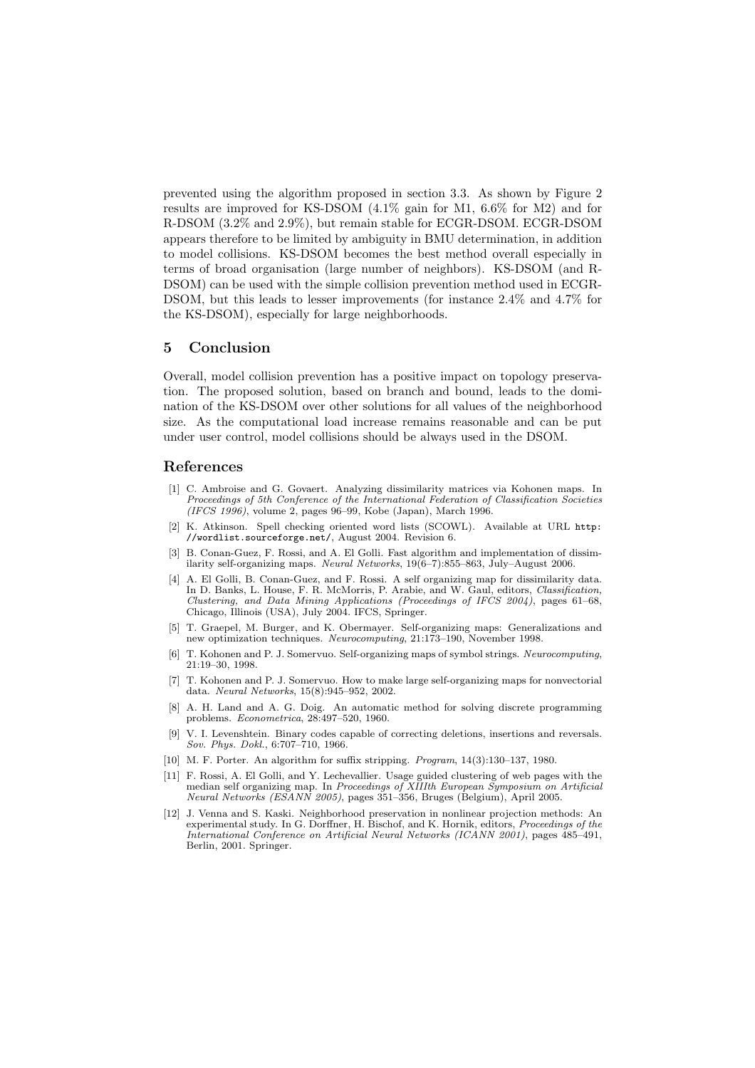prevented using the algorithm proposed in section 3.3. As shown by Figure 2 results are improved for KS-DSOM (4.1% gain for M1, 6.6% for M2) and for R-DSOM (3.2% and 2.9%), but remain stable for ECGR-DSOM. ECGR-DSOM appears therefore to be limited by ambiguity in BMU determination, in addition to model collisions. KS-DSOM becomes the best method overall especially in terms of broad organisation (large number of neighbors). KS-DSOM (and R-DSOM) can be used with the simple collision prevention method used in ECGR-DSOM, but this leads to lesser improvements (for instance 2.4% and 4.7% for the KS-DSOM), especially for large neighborhoods.

## 5 Conclusion

Overall, model collision prevention has a positive impact on topology preservation. The proposed solution, based on branch and bound, leads to the domination of the KS-DSOM over other solutions for all values of the neighborhood size. As the computational load increase remains reasonable and can be put under user control, model collisions should be always used in the DSOM.

## References

[1] C. Ambroise and G. Govaert. Analyzing dissimilarity matrices via Kohonen maps. In *Proceedings of 5th Conference of the International Federation of Classification Societies (IFCS 1996)*, volume 2, pages 96–99, Kobe (Japan), March 1996.

[2] K. Atkinson. Spell checking oriented word lists (SCOWL). Available at URL `http://wordlist.sourceforge.net/`, August 2004. Revision 6.

[3] B. Conan-Guez, F. Rossi, and A. El Golli. Fast algorithm and implementation of dissimilarity self-organizing maps. *Neural Networks*, 19(6–7):855–863, July–August 2006.

[4] A. El Golli, B. Conan-Guez, and F. Rossi. A self organizing map for dissimilarity data. In D. Banks, L. House, F. R. McMorris, P. Arabie, and W. Gaul, editors, *Classification, Clustering, and Data Mining Applications (Proceedings of IFCS 2004)*, pages 61–68, Chicago, Illinois (USA), July 2004. IFCS, Springer.

[5] T. Graepel, M. Burger, and K. Obermayer. Self-organizing maps: Generalizations and new optimization techniques. *Neurocomputing*, 21:173–190, November 1998.

[6] T. Kohonen and P. J. Somervuo. Self-organizing maps of symbol strings. *Neurocomputing*, 21:19–30, 1998.

[7] T. Kohonen and P. J. Somervuo. How to make large self-organizing maps for nonvectorial data. *Neural Networks*, 15(8):945–952, 2002.

[8] A. H. Land and A. G. Doig. An automatic method for solving discrete programming problems. *Econometrica*, 28:497–520, 1960.

[9] V. I. Levenshtein. Binary codes capable of correcting deletions, insertions and reversals. *Sov. Phys. Dokl.*, 6:707–710, 1966.

[10] M. F. Porter. An algorithm for suffix stripping. *Program*, 14(3):130–137, 1980.

[11] F. Rossi, A. El Golli, and Y. Lechevallier. Usage guided clustering of web pages with the median self organizing map. In *Proceedings of XIIIth European Symposium on Artificial Neural Networks (ESANN 2005)*, pages 351–356, Bruges (Belgium), April 2005.

[12] J. Venna and S. Kaski. Neighborhood preservation in nonlinear projection methods: An experimental study. In G. Dorffner, H. Bischof, and K. Hornik, editors, *Proceedings of the International Conference on Artificial Neural Networks (ICANN 2001)*, pages 485–491, Berlin, 2001. Springer.